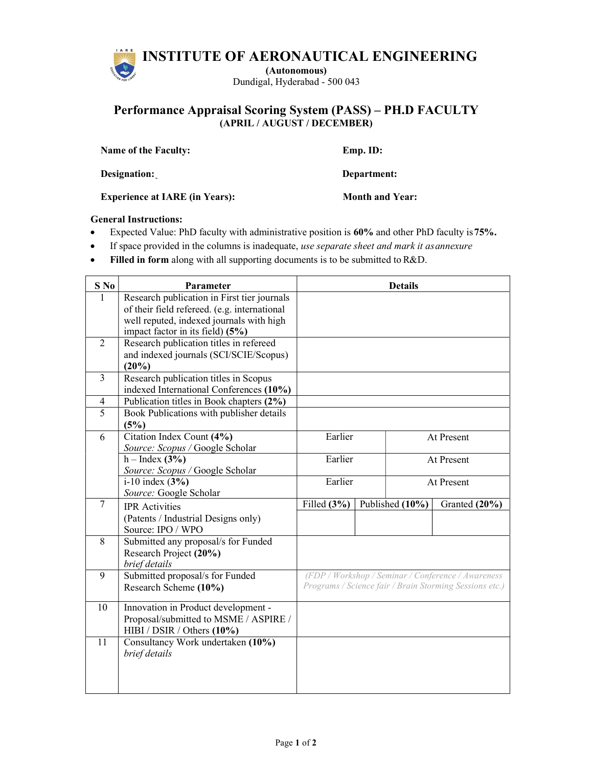# INSTITUTE OF AERONAUTICAL ENGINEERING

**(Autonomous)**

Dundigal, Hyderabad - 500 043

## Performance Appraisal Scoring System (PASS) – PH.D FACULTY

**(APRIL / AUGUST / DECEMBER)**

**Name of the Faculty:** **Emp. ID:**

**Designation:** **Department:**

**Experience at IARE (in Years):** **Month and Year:**

**General Instructions:**

- Expected Value: PhD faculty with administrative position is **60%** and other PhD faculty is **75%.**
- If space provided in the columns is inadequate, *use separate sheet and mark it as annexure*
- **Filled in form** along with all supporting documents is to be submitted to R&D.

| S No | Parameter | Details | | |
|---|---|---|---|---|
| 1 | Research publication in First tier journals of their field refereed. (e.g. international well reputed, indexed journals with high impact factor in its field) **(5%)** | | | |
| 2 | Research publication titles in refereed and indexed journals (SCI/SCIE/Scopus) **(20%)** | | | |
| 3 | Research publication titles in Scopus indexed International Conferences **(10%)** | | | |
| 4 | Publication titles in Book chapters **(2%)** | | | |
| 5 | Book Publications with publisher details **(5%)** | | | |
| 6 | Citation Index Count **(4%)** *Source: Scopus /* Google Scholar | Earlier | At Present | |
| | h – Index **(3%)** *Source: Scopus /* Google Scholar | Earlier | At Present | |
| | i-10 index **(3%)** *Source:* Google Scholar | Earlier | At Present | |
| 7 | IPR Activities (Patents / Industrial Designs only) Source: IPO / WPO | Filled **(3%)** | Published **(10%)** | Granted **(20%)** |
| 8 | Submitted any proposal/s for Funded Research Project **(20%)** *brief details* | | | |
| 9 | Submitted proposal/s for Funded Research Scheme **(10%)** | *(FDP / Workshop / Seminar / Conference / Awareness Programs / Science fair / Brain Storming Sessions etc.)* | | |
| 10 | Innovation in Product development - Proposal/submitted to MSME / ASPIRE / HIBI / DSIR / Others **(10%)** | | | |
| 11 | Consultancy Work undertaken **(10%)** *brief details* | | | |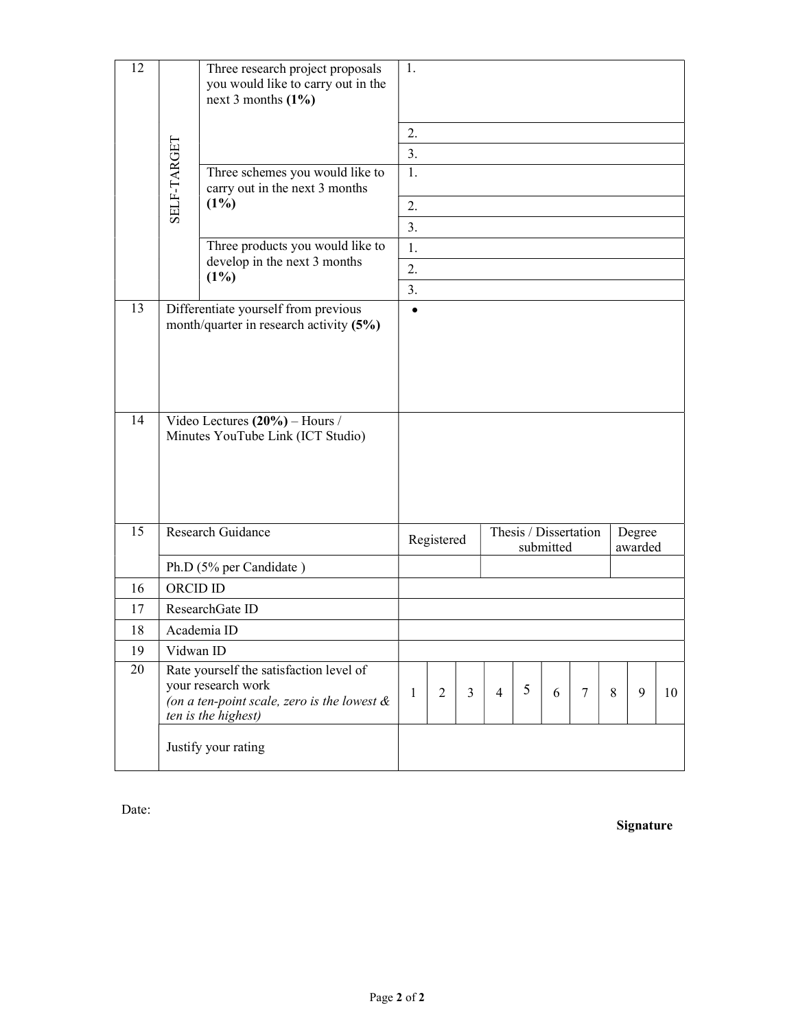| | | | | | | | | | | | | |
|---|---|---|---|---|---|---|---|---|---|---|---|---|
| 12 | SELF-TARGET | Three research project proposals you would like to carry out in the next 3 months **(1%)** | 1. | | | | | | | | | |
| | | | 2. | | | | | | | | | |
| | | | 3. | | | | | | | | | |
| | | Three schemes you would like to carry out in the next 3 months **(1%)** | 1. | | | | | | | | | |
| | | | 2. | | | | | | | | | |
| | | | 3. | | | | | | | | | |
| | | Three products you would like to develop in the next 3 months **(1%)** | 1. | | | | | | | | | |
| | | | 2. | | | | | | | | | |
| | | | 3. | | | | | | | | | |
| 13 | Differentiate yourself from previous month/quarter in research activity **(5%)** | | • | | | | | | | | | |
| 14 | Video Lectures **(20%)** – Hours / Minutes YouTube Link (ICT Studio) | | | | | | | | | | | |
| 15 | Research Guidance | | Registered | | Thesis / Dissertation submitted | | | | | Degree awarded | | |
| | Ph.D (5% per Candidate ) | | | | | | | | | | | |
| 16 | ORCID ID | | | | | | | | | | | |
| 17 | ResearchGate ID | | | | | | | | | | | |
| 18 | Academia ID | | | | | | | | | | | |
| 19 | Vidwan ID | | | | | | | | | | | |
| 20 | Rate yourself the satisfaction level of your research work *(on a ten-point scale, zero is the lowest & ten is the highest)* | | 1 | 2 | 3 | 4 | 5 | 6 | 7 | 8 | 9 | 10 |
| | Justify your rating | | | | | | | | | | | |

Date:

**Signature**